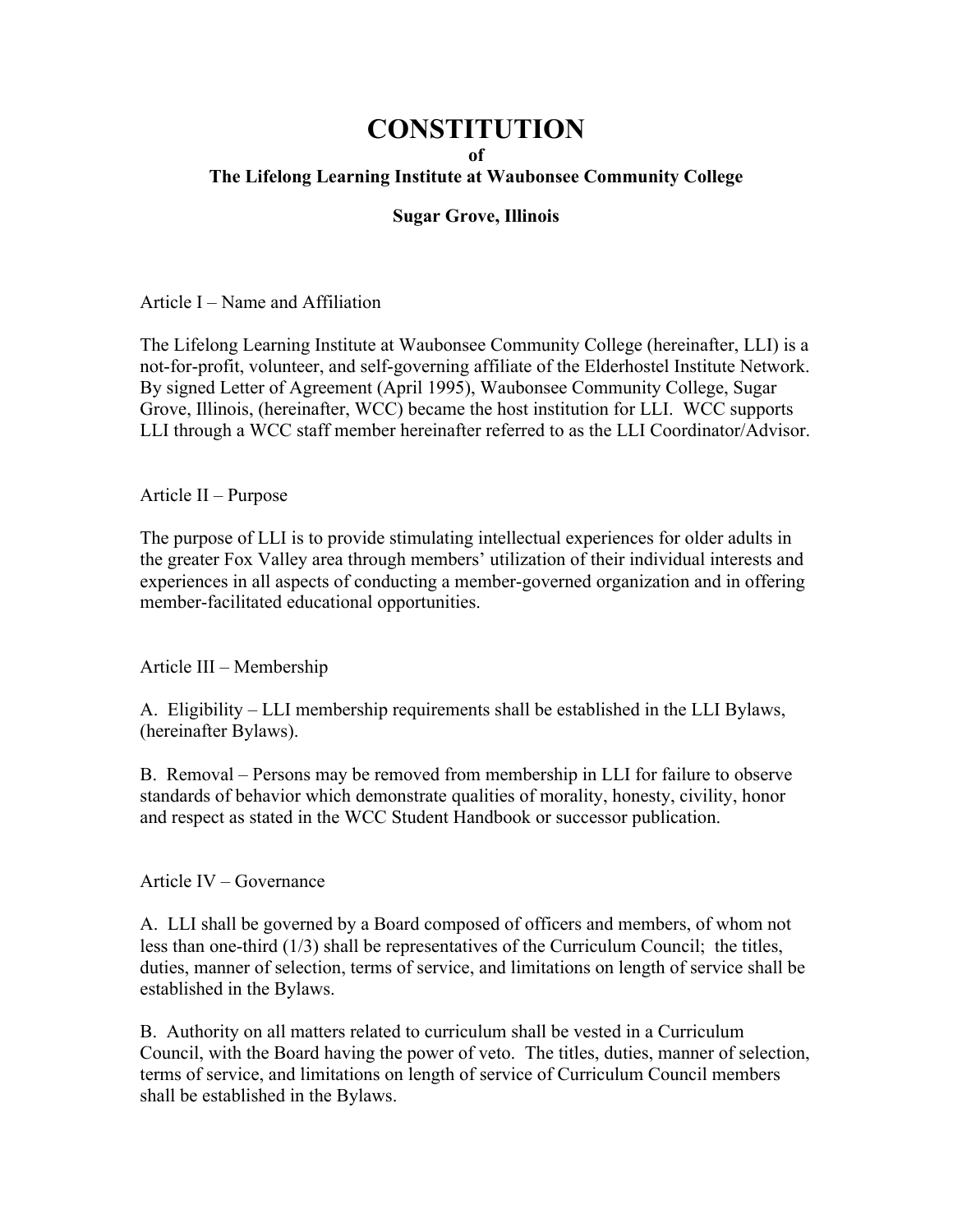# CONSTITUTION

**of**

**The Lifelong Learning Institute at Waubonsee Community College**

**Sugar Grove, Illinois**

Article I – Name and Affiliation

The Lifelong Learning Institute at Waubonsee Community College (hereinafter, LLI) is a not-for-profit, volunteer, and self-governing affiliate of the Elderhostel Institute Network. By signed Letter of Agreement (April 1995), Waubonsee Community College, Sugar Grove, Illinois, (hereinafter, WCC) became the host institution for LLI. WCC supports LLI through a WCC staff member hereinafter referred to as the LLI Coordinator/Advisor.

Article II – Purpose

The purpose of LLI is to provide stimulating intellectual experiences for older adults in the greater Fox Valley area through members' utilization of their individual interests and experiences in all aspects of conducting a member-governed organization and in offering member-facilitated educational opportunities.

Article III – Membership

A. Eligibility – LLI membership requirements shall be established in the LLI Bylaws, (hereinafter Bylaws).

B. Removal – Persons may be removed from membership in LLI for failure to observe standards of behavior which demonstrate qualities of morality, honesty, civility, honor and respect as stated in the WCC Student Handbook or successor publication.

Article IV – Governance

A. LLI shall be governed by a Board composed of officers and members, of whom not less than one-third (1/3) shall be representatives of the Curriculum Council; the titles, duties, manner of selection, terms of service, and limitations on length of service shall be established in the Bylaws.

B. Authority on all matters related to curriculum shall be vested in a Curriculum Council, with the Board having the power of veto. The titles, duties, manner of selection, terms of service, and limitations on length of service of Curriculum Council members shall be established in the Bylaws.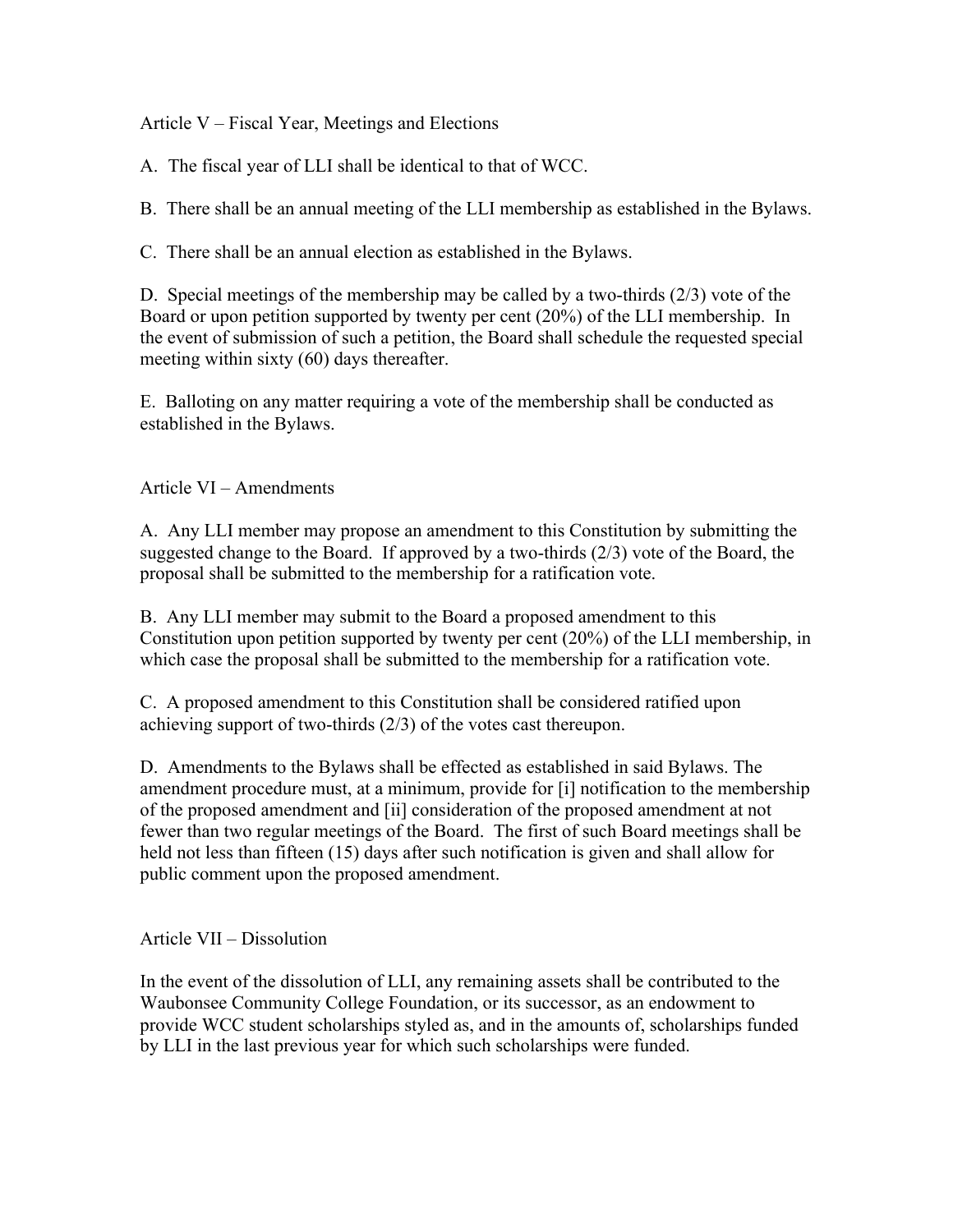## Article V – Fiscal Year, Meetings and Elections

A. The fiscal year of LLI shall be identical to that of WCC.

B. There shall be an annual meeting of the LLI membership as established in the Bylaws.

C. There shall be an annual election as established in the Bylaws.

D. Special meetings of the membership may be called by a two-thirds (2/3) vote of the Board or upon petition supported by twenty per cent (20%) of the LLI membership. In the event of submission of such a petition, the Board shall schedule the requested special meeting within sixty (60) days thereafter.

E. Balloting on any matter requiring a vote of the membership shall be conducted as established in the Bylaws.

## Article VI – Amendments

A. Any LLI member may propose an amendment to this Constitution by submitting the suggested change to the Board. If approved by a two-thirds (2/3) vote of the Board, the proposal shall be submitted to the membership for a ratification vote.

B. Any LLI member may submit to the Board a proposed amendment to this Constitution upon petition supported by twenty per cent (20%) of the LLI membership, in which case the proposal shall be submitted to the membership for a ratification vote.

C. A proposed amendment to this Constitution shall be considered ratified upon achieving support of two-thirds (2/3) of the votes cast thereupon.

D. Amendments to the Bylaws shall be effected as established in said Bylaws. The amendment procedure must, at a minimum, provide for [i] notification to the membership of the proposed amendment and [ii] consideration of the proposed amendment at not fewer than two regular meetings of the Board. The first of such Board meetings shall be held not less than fifteen (15) days after such notification is given and shall allow for public comment upon the proposed amendment.

## Article VII – Dissolution

In the event of the dissolution of LLI, any remaining assets shall be contributed to the Waubonsee Community College Foundation, or its successor, as an endowment to provide WCC student scholarships styled as, and in the amounts of, scholarships funded by LLI in the last previous year for which such scholarships were funded.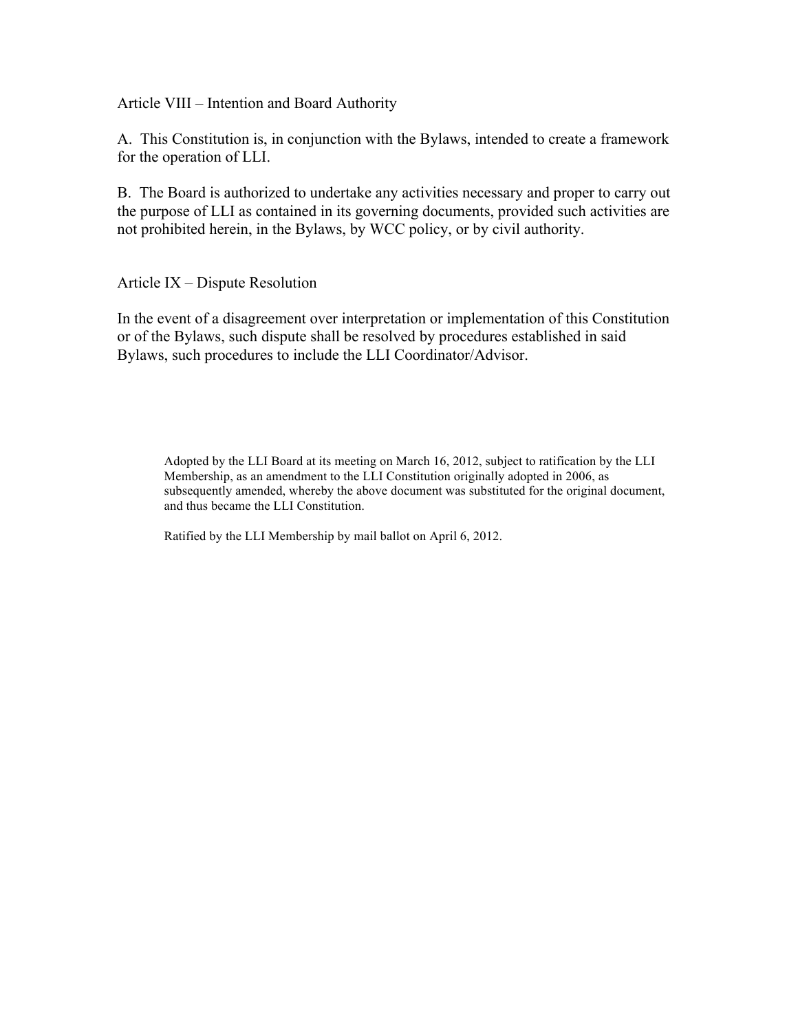## Article VIII – Intention and Board Authority

A. This Constitution is, in conjunction with the Bylaws, intended to create a framework for the operation of LLI.

B. The Board is authorized to undertake any activities necessary and proper to carry out the purpose of LLI as contained in its governing documents, provided such activities are not prohibited herein, in the Bylaws, by WCC policy, or by civil authority.

## Article IX – Dispute Resolution

In the event of a disagreement over interpretation or implementation of this Constitution or of the Bylaws, such dispute shall be resolved by procedures established in said Bylaws, such procedures to include the LLI Coordinator/Advisor.

Adopted by the LLI Board at its meeting on March 16, 2012, subject to ratification by the LLI Membership, as an amendment to the LLI Constitution originally adopted in 2006, as subsequently amended, whereby the above document was substituted for the original document, and thus became the LLI Constitution.

Ratified by the LLI Membership by mail ballot on April 6, 2012.